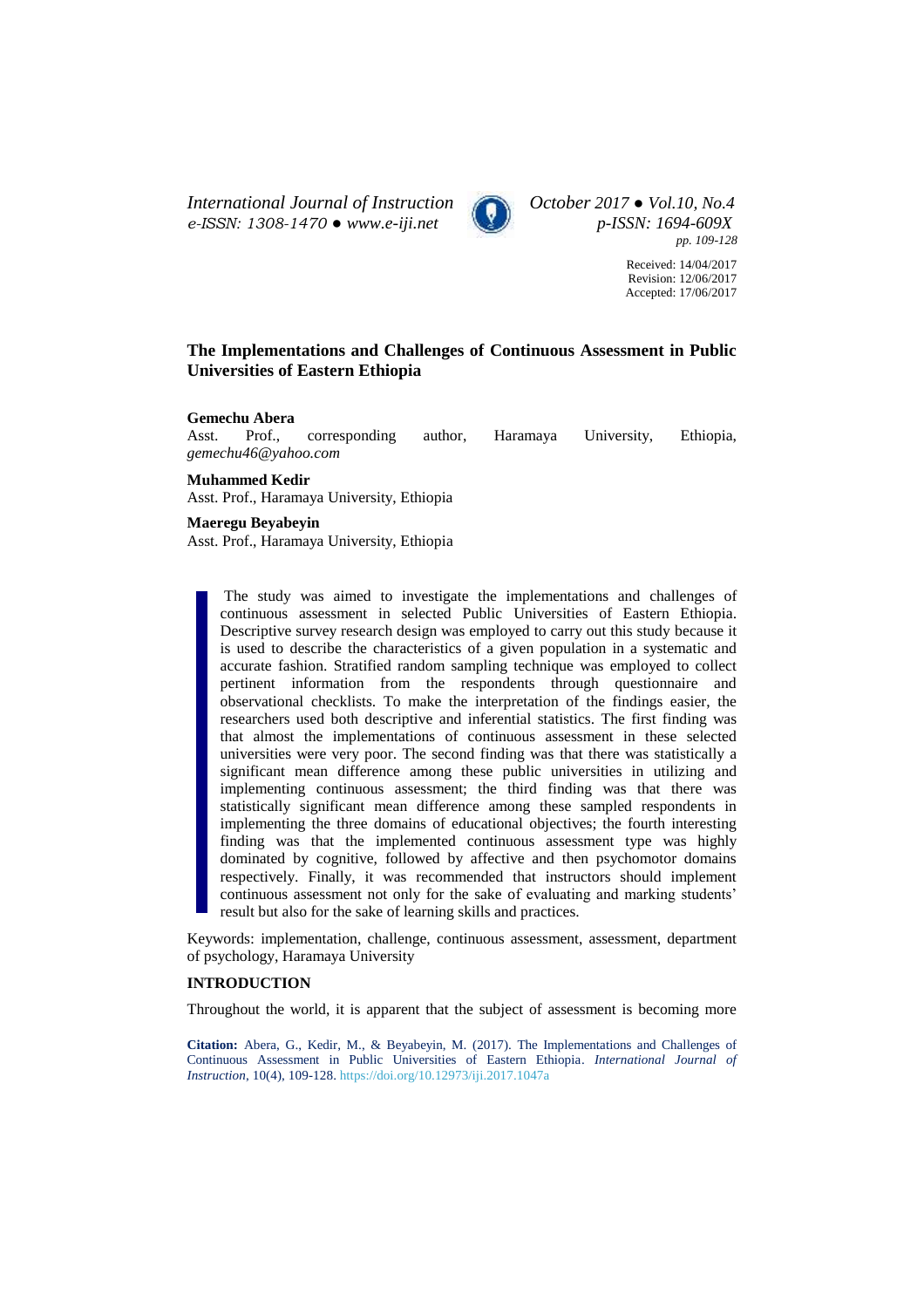International Journal of Instruction
e-ISSN: 1308-1470 ● www.e-iji.net

October 2017 ● Vol.10, No.4
p-ISSN: 1694-609X
pp. 109-128

Received: 14/04/2017
Revision: 12/06/2017
Accepted: 17/06/2017

# The Implementations and Challenges of Continuous Assessment in Public Universities of Eastern Ethiopia

**Gemechu Abera**
Asst. Prof., corresponding author, Haramaya University, Ethiopia, *gemechu46@yahoo.com*

**Muhammed Kedir**
Asst. Prof., Haramaya University, Ethiopia

**Maeregu Beyabeyin**
Asst. Prof., Haramaya University, Ethiopia

The study was aimed to investigate the implementations and challenges of continuous assessment in selected Public Universities of Eastern Ethiopia. Descriptive survey research design was employed to carry out this study because it is used to describe the characteristics of a given population in a systematic and accurate fashion. Stratified random sampling technique was employed to collect pertinent information from the respondents through questionnaire and observational checklists. To make the interpretation of the findings easier, the researchers used both descriptive and inferential statistics. The first finding was that almost the implementations of continuous assessment in these selected universities were very poor. The second finding was that there was statistically a significant mean difference among these public universities in utilizing and implementing continuous assessment; the third finding was that there was statistically significant mean difference among these sampled respondents in implementing the three domains of educational objectives; the fourth interesting finding was that the implemented continuous assessment type was highly dominated by cognitive, followed by affective and then psychomotor domains respectively. Finally, it was recommended that instructors should implement continuous assessment not only for the sake of evaluating and marking students' result but also for the sake of learning skills and practices.

Keywords: implementation, challenge, continuous assessment, assessment, department of psychology, Haramaya University

## INTRODUCTION

Throughout the world, it is apparent that the subject of assessment is becoming more

**Citation:** Abera, G., Kedir, M., & Beyabeyin, M. (2017). The Implementations and Challenges of Continuous Assessment in Public Universities of Eastern Ethiopia. *International Journal of Instruction*, 10(4), 109-128. https://doi.org/10.12973/iji.2017.1047a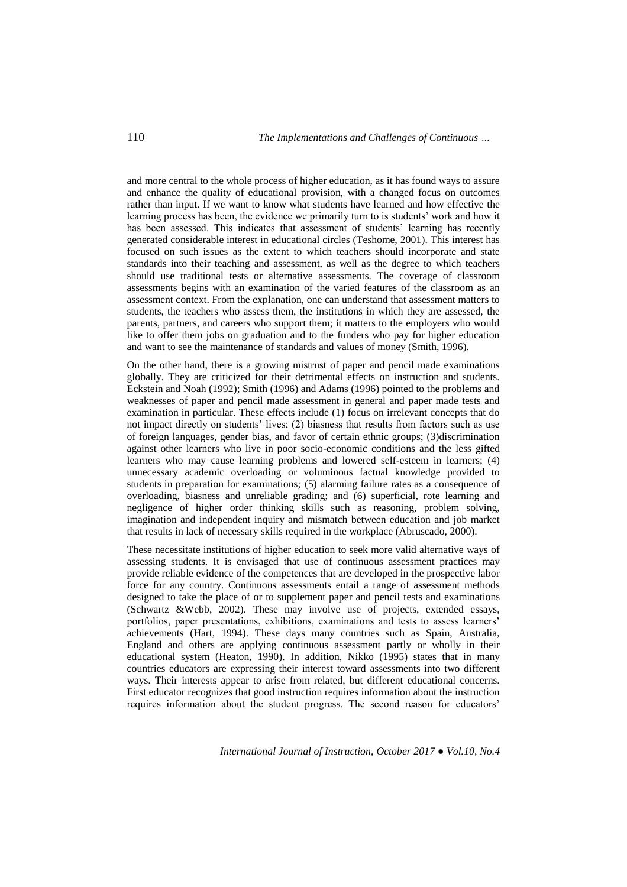and more central to the whole process of higher education, as it has found ways to assure and enhance the quality of educational provision, with a changed focus on outcomes rather than input. If we want to know what students have learned and how effective the learning process has been, the evidence we primarily turn to is students' work and how it has been assessed. This indicates that assessment of students' learning has recently generated considerable interest in educational circles (Teshome, 2001). This interest has focused on such issues as the extent to which teachers should incorporate and state standards into their teaching and assessment, as well as the degree to which teachers should use traditional tests or alternative assessments. The coverage of classroom assessments begins with an examination of the varied features of the classroom as an assessment context. From the explanation, one can understand that assessment matters to students, the teachers who assess them, the institutions in which they are assessed, the parents, partners, and careers who support them; it matters to the employers who would like to offer them jobs on graduation and to the funders who pay for higher education and want to see the maintenance of standards and values of money (Smith, 1996).

On the other hand, there is a growing mistrust of paper and pencil made examinations globally. They are criticized for their detrimental effects on instruction and students. Eckstein and Noah (1992); Smith (1996) and Adams (1996) pointed to the problems and weaknesses of paper and pencil made assessment in general and paper made tests and examination in particular. These effects include (1) focus on irrelevant concepts that do not impact directly on students' lives; (2) biasness that results from factors such as use of foreign languages, gender bias, and favor of certain ethnic groups; (3)discrimination against other learners who live in poor socio-economic conditions and the less gifted learners who may cause learning problems and lowered self-esteem in learners; (4) unnecessary academic overloading or voluminous factual knowledge provided to students in preparation for examinations*;* (5) alarming failure rates as a consequence of overloading, biasness and unreliable grading; and (6) superficial, rote learning and negligence of higher order thinking skills such as reasoning, problem solving, imagination and independent inquiry and mismatch between education and job market that results in lack of necessary skills required in the workplace (Abruscado, 2000).

These necessitate institutions of higher education to seek more valid alternative ways of assessing students. It is envisaged that use of continuous assessment practices may provide reliable evidence of the competences that are developed in the prospective labor force for any country. Continuous assessments entail a range of assessment methods designed to take the place of or to supplement paper and pencil tests and examinations (Schwartz &Webb, 2002). These may involve use of projects, extended essays, portfolios, paper presentations, exhibitions, examinations and tests to assess learners' achievements (Hart, 1994). These days many countries such as Spain, Australia, England and others are applying continuous assessment partly or wholly in their educational system (Heaton, 1990). In addition, Nikko (1995) states that in many countries educators are expressing their interest toward assessments into two different ways. Their interests appear to arise from related, but different educational concerns. First educator recognizes that good instruction requires information about the instruction requires information about the student progress. The second reason for educators'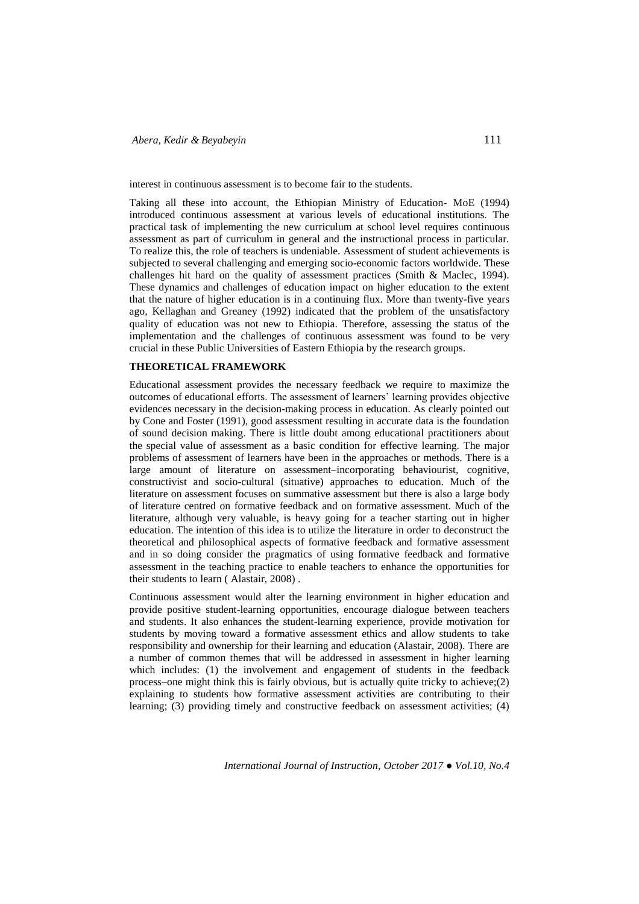interest in continuous assessment is to become fair to the students.

Taking all these into account, the Ethiopian Ministry of Education- MoE (1994) introduced continuous assessment at various levels of educational institutions. The practical task of implementing the new curriculum at school level requires continuous assessment as part of curriculum in general and the instructional process in particular. To realize this, the role of teachers is undeniable. Assessment of student achievements is subjected to several challenging and emerging socio-economic factors worldwide. These challenges hit hard on the quality of assessment practices (Smith & Maclec, 1994). These dynamics and challenges of education impact on higher education to the extent that the nature of higher education is in a continuing flux. More than twenty-five years ago, Kellaghan and Greaney (1992) indicated that the problem of the unsatisfactory quality of education was not new to Ethiopia. Therefore, assessing the status of the implementation and the challenges of continuous assessment was found to be very crucial in these Public Universities of Eastern Ethiopia by the research groups.

## THEORETICAL FRAMEWORK

Educational assessment provides the necessary feedback we require to maximize the outcomes of educational efforts. The assessment of learners' learning provides objective evidences necessary in the decision-making process in education. As clearly pointed out by Cone and Foster (1991), good assessment resulting in accurate data is the foundation of sound decision making. There is little doubt among educational practitioners about the special value of assessment as a basic condition for effective learning. The major problems of assessment of learners have been in the approaches or methods. There is a large amount of literature on assessment–incorporating behaviourist, cognitive, constructivist and socio-cultural (situative) approaches to education. Much of the literature on assessment focuses on summative assessment but there is also a large body of literature centred on formative feedback and on formative assessment. Much of the literature, although very valuable, is heavy going for a teacher starting out in higher education. The intention of this idea is to utilize the literature in order to deconstruct the theoretical and philosophical aspects of formative feedback and formative assessment and in so doing consider the pragmatics of using formative feedback and formative assessment in the teaching practice to enable teachers to enhance the opportunities for their students to learn ( Alastair, 2008) .

Continuous assessment would alter the learning environment in higher education and provide positive student-learning opportunities, encourage dialogue between teachers and students. It also enhances the student-learning experience, provide motivation for students by moving toward a formative assessment ethics and allow students to take responsibility and ownership for their learning and education (Alastair, 2008). There are a number of common themes that will be addressed in assessment in higher learning which includes: (1) the involvement and engagement of students in the feedback process–one might think this is fairly obvious, but is actually quite tricky to achieve;(2) explaining to students how formative assessment activities are contributing to their learning; (3) providing timely and constructive feedback on assessment activities; (4)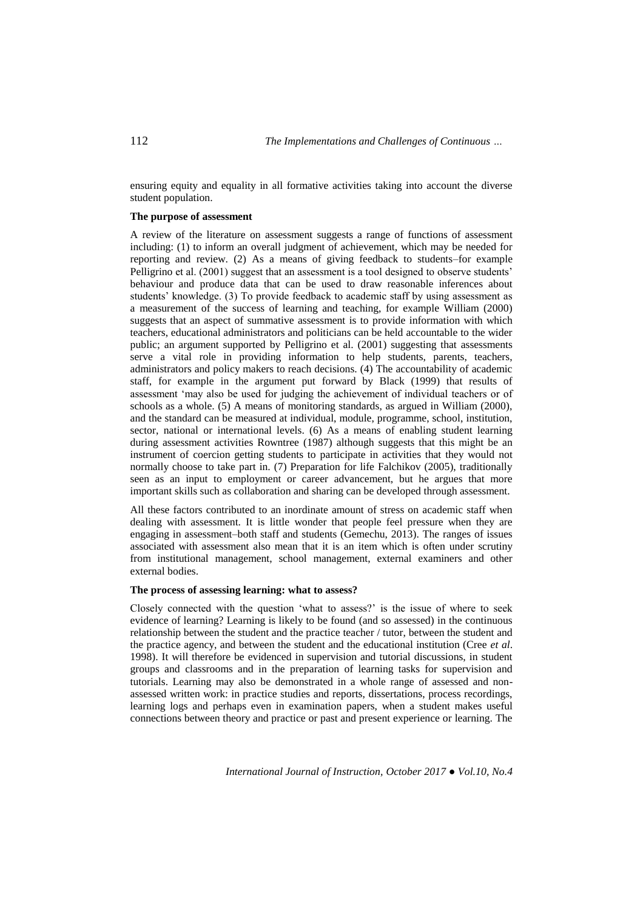ensuring equity and equality in all formative activities taking into account the diverse student population.

**The purpose of assessment**

A review of the literature on assessment suggests a range of functions of assessment including: (1) to inform an overall judgment of achievement, which may be needed for reporting and review. (2) As a means of giving feedback to students–for example Pelligrino et al. (2001) suggest that an assessment is a tool designed to observe students' behaviour and produce data that can be used to draw reasonable inferences about students' knowledge. (3) To provide feedback to academic staff by using assessment as a measurement of the success of learning and teaching, for example William (2000) suggests that an aspect of summative assessment is to provide information with which teachers, educational administrators and politicians can be held accountable to the wider public; an argument supported by Pelligrino et al. (2001) suggesting that assessments serve a vital role in providing information to help students, parents, teachers, administrators and policy makers to reach decisions. (4) The accountability of academic staff, for example in the argument put forward by Black (1999) that results of assessment 'may also be used for judging the achievement of individual teachers or of schools as a whole. (5) A means of monitoring standards, as argued in William (2000), and the standard can be measured at individual, module, programme, school, institution, sector, national or international levels. (6) As a means of enabling student learning during assessment activities Rowntree (1987) although suggests that this might be an instrument of coercion getting students to participate in activities that they would not normally choose to take part in. (7) Preparation for life Falchikov (2005), traditionally seen as an input to employment or career advancement, but he argues that more important skills such as collaboration and sharing can be developed through assessment.

All these factors contributed to an inordinate amount of stress on academic staff when dealing with assessment. It is little wonder that people feel pressure when they are engaging in assessment–both staff and students (Gemechu, 2013). The ranges of issues associated with assessment also mean that it is an item which is often under scrutiny from institutional management, school management, external examiners and other external bodies.

**The process of assessing learning: what to assess?**

Closely connected with the question 'what to assess?' is the issue of where to seek evidence of learning? Learning is likely to be found (and so assessed) in the continuous relationship between the student and the practice teacher / tutor, between the student and the practice agency, and between the student and the educational institution (Cree *et al*. 1998). It will therefore be evidenced in supervision and tutorial discussions, in student groups and classrooms and in the preparation of learning tasks for supervision and tutorials. Learning may also be demonstrated in a whole range of assessed and non-assessed written work: in practice studies and reports, dissertations, process recordings, learning logs and perhaps even in examination papers, when a student makes useful connections between theory and practice or past and present experience or learning. The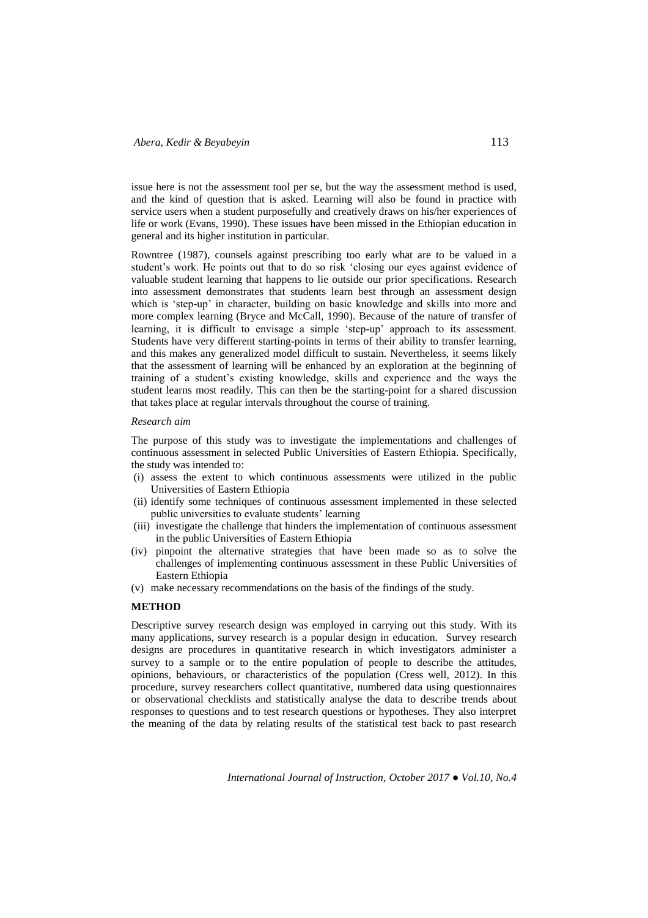issue here is not the assessment tool per se, but the way the assessment method is used, and the kind of question that is asked. Learning will also be found in practice with service users when a student purposefully and creatively draws on his/her experiences of life or work (Evans, 1990). These issues have been missed in the Ethiopian education in general and its higher institution in particular.

Rowntree (1987), counsels against prescribing too early what are to be valued in a student's work. He points out that to do so risk 'closing our eyes against evidence of valuable student learning that happens to lie outside our prior specifications. Research into assessment demonstrates that students learn best through an assessment design which is 'step-up' in character, building on basic knowledge and skills into more and more complex learning (Bryce and McCall, 1990). Because of the nature of transfer of learning, it is difficult to envisage a simple 'step-up' approach to its assessment. Students have very different starting-points in terms of their ability to transfer learning, and this makes any generalized model difficult to sustain. Nevertheless, it seems likely that the assessment of learning will be enhanced by an exploration at the beginning of training of a student's existing knowledge, skills and experience and the ways the student learns most readily. This can then be the starting-point for a shared discussion that takes place at regular intervals throughout the course of training.

*Research aim*

The purpose of this study was to investigate the implementations and challenges of continuous assessment in selected Public Universities of Eastern Ethiopia. Specifically, the study was intended to:

(i) assess the extent to which continuous assessments were utilized in the public Universities of Eastern Ethiopia
(ii) identify some techniques of continuous assessment implemented in these selected public universities to evaluate students' learning
(iii) investigate the challenge that hinders the implementation of continuous assessment in the public Universities of Eastern Ethiopia
(iv) pinpoint the alternative strategies that have been made so as to solve the challenges of implementing continuous assessment in these Public Universities of Eastern Ethiopia
(v) make necessary recommendations on the basis of the findings of the study.

## METHOD

Descriptive survey research design was employed in carrying out this study. With its many applications, survey research is a popular design in education. Survey research designs are procedures in quantitative research in which investigators administer a survey to a sample or to the entire population of people to describe the attitudes, opinions, behaviours, or characteristics of the population (Cress well, 2012). In this procedure, survey researchers collect quantitative, numbered data using questionnaires or observational checklists and statistically analyse the data to describe trends about responses to questions and to test research questions or hypotheses. They also interpret the meaning of the data by relating results of the statistical test back to past research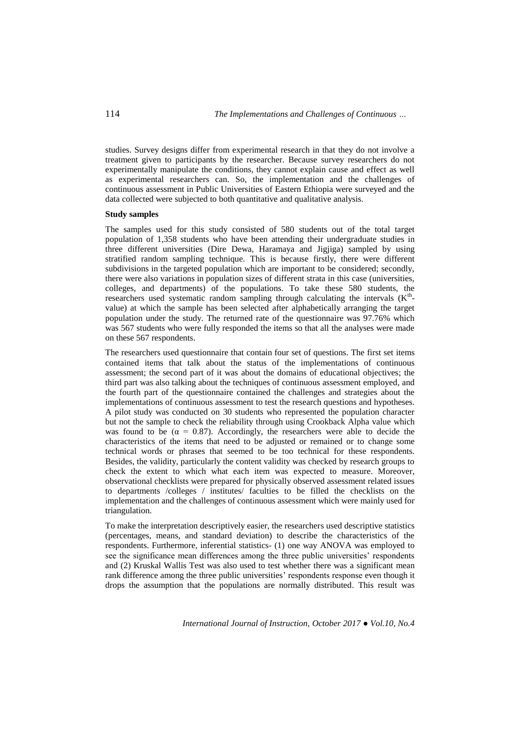studies. Survey designs differ from experimental research in that they do not involve a treatment given to participants by the researcher. Because survey researchers do not experimentally manipulate the conditions, they cannot explain cause and effect as well as experimental researchers can. So, the implementation and the challenges of continuous assessment in Public Universities of Eastern Ethiopia were surveyed and the data collected were subjected to both quantitative and qualitative analysis.

**Study samples**

The samples used for this study consisted of 580 students out of the total target population of 1,358 students who have been attending their undergraduate studies in three different universities (Dire Dewa, Haramaya and Jigjiga) sampled by using stratified random sampling technique. This is because firstly, there were different subdivisions in the targeted population which are important to be considered; secondly, there were also variations in population sizes of different strata in this case (universities, colleges, and departments) of the populations. To take these 580 students, the researchers used systematic random sampling through calculating the intervals ($K^{th}$-value) at which the sample has been selected after alphabetically arranging the target population under the study. The returned rate of the questionnaire was 97.76% which was 567 students who were fully responded the items so that all the analyses were made on these 567 respondents.

The researchers used questionnaire that contain four set of questions. The first set items contained items that talk about the status of the implementations of continuous assessment; the second part of it was about the domains of educational objectives; the third part was also talking about the techniques of continuous assessment employed, and the fourth part of the questionnaire contained the challenges and strategies about the implementations of continuous assessment to test the research questions and hypotheses. A pilot study was conducted on 30 students who represented the population character but not the sample to check the reliability through using Crookback Alpha value which was found to be ($\alpha = 0.87$). Accordingly, the researchers were able to decide the characteristics of the items that need to be adjusted or remained or to change some technical words or phrases that seemed to be too technical for these respondents. Besides, the validity, particularly the content validity was checked by research groups to check the extent to which what each item was expected to measure. Moreover, observational checklists were prepared for physically observed assessment related issues to departments /colleges / institutes/ faculties to be filled the checklists on the implementation and the challenges of continuous assessment which were mainly used for triangulation.

To make the interpretation descriptively easier, the researchers used descriptive statistics (percentages, means, and standard deviation) to describe the characteristics of the respondents. Furthermore, inferential statistics- (1) one way ANOVA was employed to see the significance mean differences among the three public universities' respondents and (2) Kruskal Wallis Test was also used to test whether there was a significant mean rank difference among the three public universities' respondents response even though it drops the assumption that the populations are normally distributed. This result was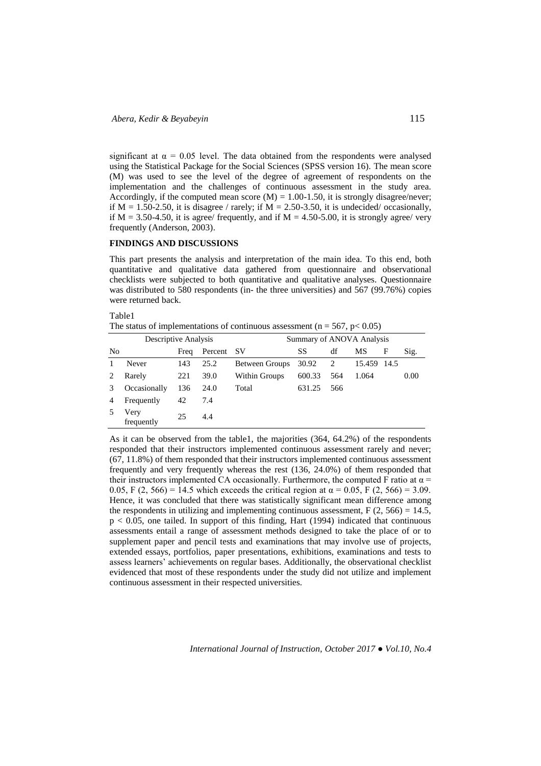significant at $\alpha = 0.05$ level. The data obtained from the respondents were analysed using the Statistical Package for the Social Sciences (SPSS version 16). The mean score (M) was used to see the level of the degree of agreement of respondents on the implementation and the challenges of continuous assessment in the study area. Accordingly, if the computed mean score (M) = 1.00-1.50, it is strongly disagree/never; if M = 1.50-2.50, it is disagree / rarely; if M = 2.50-3.50, it is undecided/ occasionally, if M = 3.50-4.50, it is agree/ frequently, and if M = 4.50-5.00, it is strongly agree/ very frequently (Anderson, 2003).

## FINDINGS AND DISCUSSIONS

This part presents the analysis and interpretation of the main idea. To this end, both quantitative and qualitative data gathered from questionnaire and observational checklists were subjected to both quantitative and qualitative analyses. Questionnaire was distributed to 580 respondents (in- the three universities) and 567 (99.76%) copies were returned back.

Table1
The status of implementations of continuous assessment ($n = 567$, $p < 0.05$)

| Descriptive Analysis | | | | Summary of ANOVA Analysis | | | | | |
|---|---|---|---|---|---|---|---|---|---|
| No | | Freq | Percent | SV | SS | df | MS | F | Sig. |
| 1 | Never | 143 | 25.2 | Between Groups | 30.92 | 2 | 15.459 | 14.5 | |
| 2 | Rarely | 221 | 39.0 | Within Groups | 600.33 | 564 | 1.064 | | 0.00 |
| 3 | Occasionally | 136 | 24.0 | Total | 631.25 | 566 | | | |
| 4 | Frequently | 42 | 7.4 | | | | | | |
| 5 | Very frequently | 25 | 4.4 | | | | | | |

As it can be observed from the table1, the majorities (364, 64.2%) of the respondents responded that their instructors implemented continuous assessment rarely and never; (67, 11.8%) of them responded that their instructors implemented continuous assessment frequently and very frequently whereas the rest (136, 24.0%) of them responded that their instructors implemented CA occasionally. Furthermore, the computed F ratio at $\alpha = 0.05$, $F(2, 566) = 14.5$ which exceeds the critical region at $\alpha = 0.05$, $F(2, 566) = 3.09$. Hence, it was concluded that there was statistically significant mean difference among the respondents in utilizing and implementing continuous assessment, $F(2, 566) = 14.5$, $p < 0.05$, one tailed. In support of this finding, Hart (1994) indicated that continuous assessments entail a range of assessment methods designed to take the place of or to supplement paper and pencil tests and examinations that may involve use of projects, extended essays, portfolios, paper presentations, exhibitions, examinations and tests to assess learners' achievements on regular bases. Additionally, the observational checklist evidenced that most of these respondents under the study did not utilize and implement continuous assessment in their respected universities.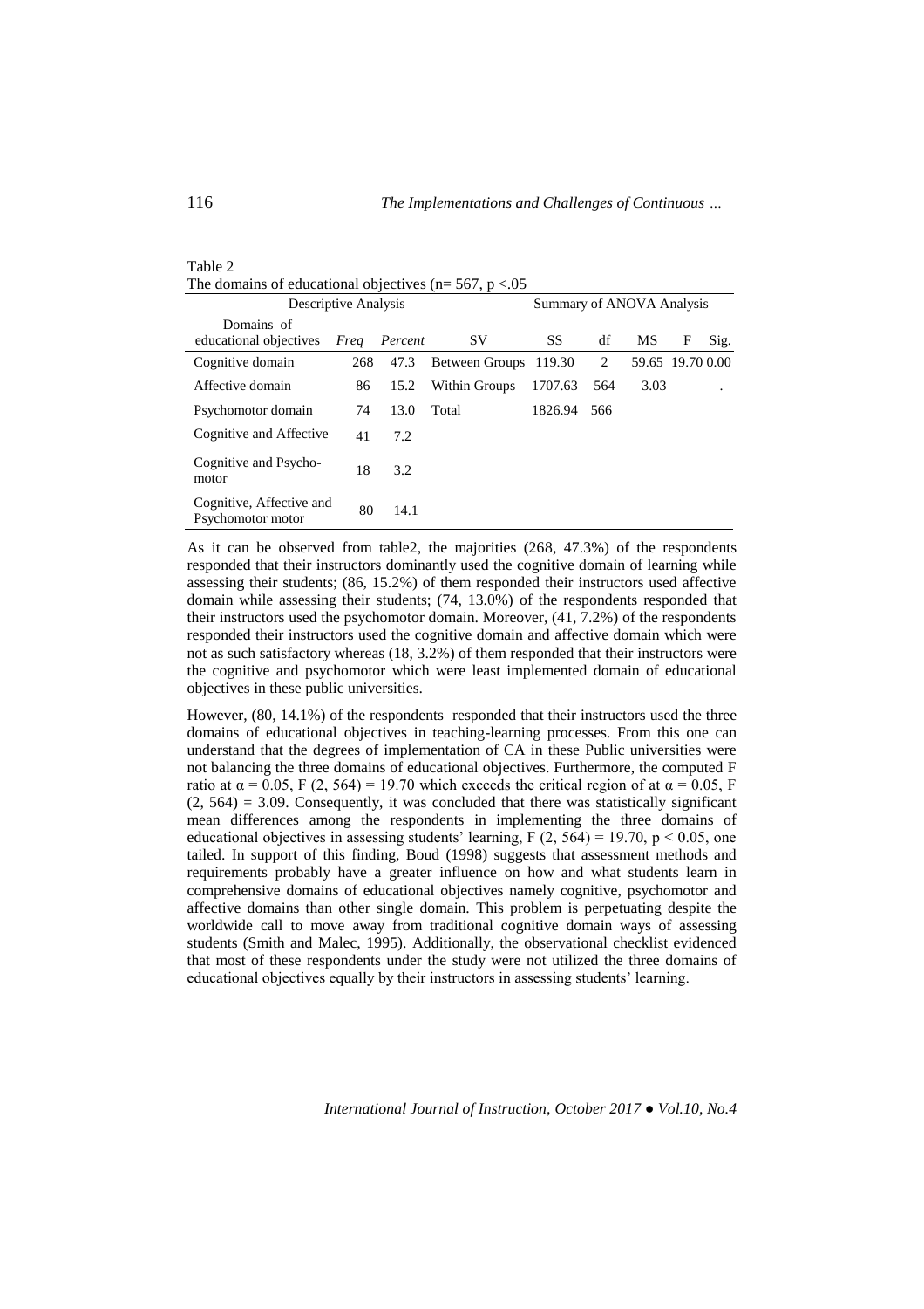Table 2
The domains of educational objectives ($n = 567$, $p < .05$

| Descriptive Analysis | | | Summary of ANOVA Analysis | | | | | |
|---|---|---|---|---|---|---|---|---|
| Domains of educational objectives | *Freq* | *Percent* | SV | SS | df | MS | F | Sig. |
| Cognitive domain | 268 | 47.3 | Between Groups | 119.30 | 2 | 59.65 | 19.70 | 0.00 |
| Affective domain | 86 | 15.2 | Within Groups | 1707.63 | 564 | 3.03 | | . |
| Psychomotor domain | 74 | 13.0 | Total | 1826.94 | 566 | | | |
| Cognitive and Affective | 41 | 7.2 | | | | | | |
| Cognitive and Psycho-motor | 18 | 3.2 | | | | | | |
| Cognitive, Affective and Psychomotor motor | 80 | 14.1 | | | | | | |

As it can be observed from table2, the majorities (268, 47.3%) of the respondents responded that their instructors dominantly used the cognitive domain of learning while assessing their students; (86, 15.2%) of them responded their instructors used affective domain while assessing their students; (74, 13.0%) of the respondents responded that their instructors used the psychomotor domain. Moreover, (41, 7.2%) of the respondents responded their instructors used the cognitive domain and affective domain which were not as such satisfactory whereas (18, 3.2%) of them responded that their instructors were the cognitive and psychomotor which were least implemented domain of educational objectives in these public universities.

However, (80, 14.1%) of the respondents responded that their instructors used the three domains of educational objectives in teaching-learning processes. From this one can understand that the degrees of implementation of CA in these Public universities were not balancing the three domains of educational objectives. Furthermore, the computed F ratio at $\alpha = 0.05$, $F(2, 564) = 19.70$ which exceeds the critical region of at $\alpha = 0.05$, $F(2, 564) = 3.09$. Consequently, it was concluded that there was statistically significant mean differences among the respondents in implementing the three domains of educational objectives in assessing students' learning, $F(2, 564) = 19.70$, $p < 0.05$, one tailed. In support of this finding, Boud (1998) suggests that assessment methods and requirements probably have a greater influence on how and what students learn in comprehensive domains of educational objectives namely cognitive, psychomotor and affective domains than other single domain. This problem is perpetuating despite the worldwide call to move away from traditional cognitive domain ways of assessing students (Smith and Malec, 1995). Additionally, the observational checklist evidenced that most of these respondents under the study were not utilized the three domains of educational objectives equally by their instructors in assessing students' learning.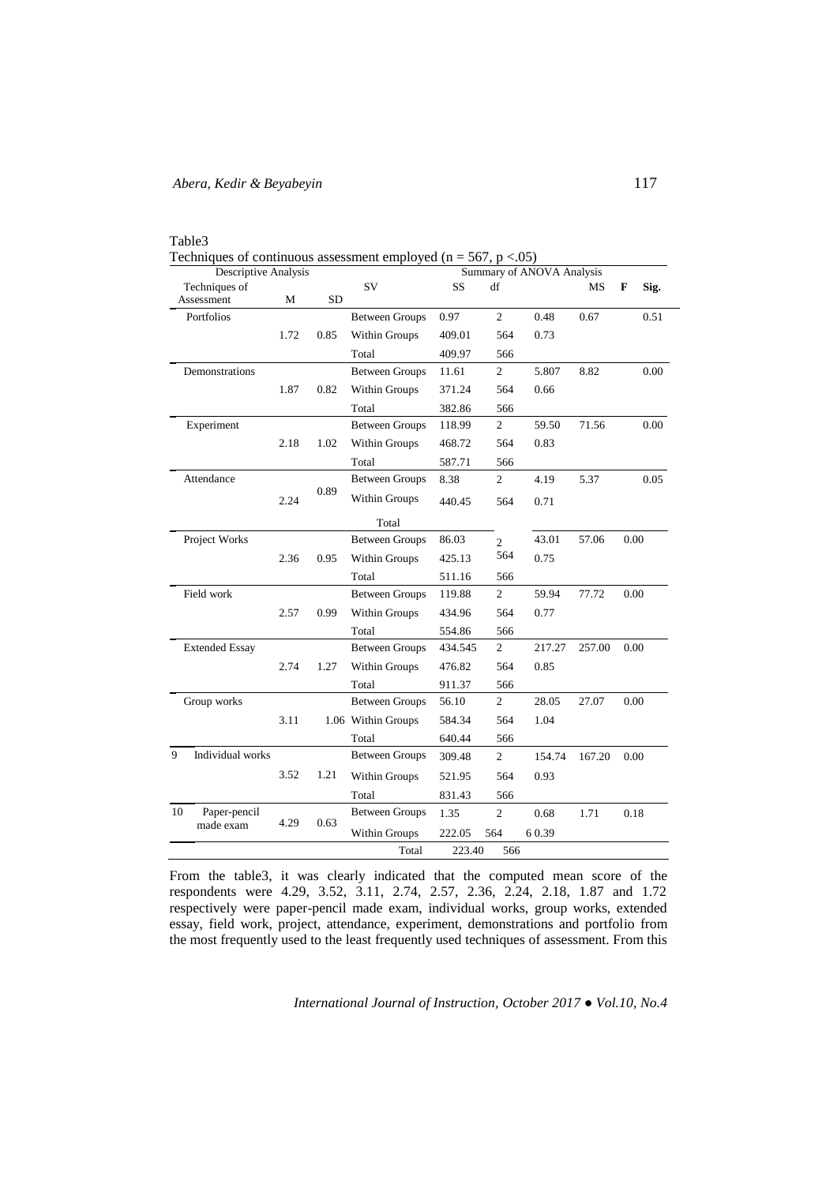Table3

Techniques of continuous assessment employed (n = 567, p <.05)

| Descriptive Analysis | | | Summary of ANOVA Analysis | | | | | |
|---|---|---|---|---|---|---|---|---|
| Techniques of Assessment | M | SD | SV | SS | df | MS | F | Sig. |
| Portfolios | 1.72 | 0.85 | Between Groups | 0.97 | 2 | 0.48 | 0.67 | 0.51 |
| | | | Within Groups | 409.01 | 564 | 0.73 | | |
| | | | Total | 409.97 | 566 | | | |
| Demonstrations | 1.87 | 0.82 | Between Groups | 11.61 | 2 | 5.807 | 8.82 | 0.00 |
| | | | Within Groups | 371.24 | 564 | 0.66 | | |
| | | | Total | 382.86 | 566 | | | |
| Experiment | 2.18 | 1.02 | Between Groups | 118.99 | 2 | 59.50 | 71.56 | 0.00 |
| | | | Within Groups | 468.72 | 564 | 0.83 | | |
| | | | Total | 587.71 | 566 | | | |
| Attendance | 2.24 | 0.89 | Between Groups | 8.38 | 2 | 4.19 | 5.37 | 0.05 |
| | | | Within Groups | 440.45 | 564 | 0.71 | | |
| | | | Total | | | | | |
| Project Works | 2.36 | 0.95 | Between Groups | 86.03 | 2 | 43.01 | 57.06 | 0.00 |
| | | | Within Groups | 425.13 | 564 | 0.75 | | |
| | | | Total | 511.16 | 566 | | | |
| Field work | 2.57 | 0.99 | Between Groups | 119.88 | 2 | 59.94 | 77.72 | 0.00 |
| | | | Within Groups | 434.96 | 564 | 0.77 | | |
| | | | Total | 554.86 | 566 | | | |
| Extended Essay | 2.74 | 1.27 | Between Groups | 434.545 | 2 | 217.27 | 257.00 | 0.00 |
| | | | Within Groups | 476.82 | 564 | 0.85 | | |
| | | | Total | 911.37 | 566 | | | |
| Group works | 3.11 | 1.06 | Between Groups | 56.10 | 2 | 28.05 | 27.07 | 0.00 |
| | | | Within Groups | 584.34 | 564 | 1.04 | | |
| | | | Total | 640.44 | 566 | | | |
| 9 Individual works | 3.52 | 1.21 | Between Groups | 309.48 | 2 | 154.74 | 167.20 | 0.00 |
| | | | Within Groups | 521.95 | 564 | 0.93 | | |
| | | | Total | 831.43 | 566 | | | |
| 10 Paper-pencil made exam | 4.29 | 0.63 | Between Groups | 1.35 | 2 | 0.68 | 1.71 | 0.18 |
| | | | Within Groups | 222.05 | 564 | 6 0.39 | | |
| | | | Total | 223.40 | 566 | | | |

From the table3, it was clearly indicated that the computed mean score of the respondents were 4.29, 3.52, 3.11, 2.74, 2.57, 2.36, 2.24, 2.18, 1.87 and 1.72 respectively were paper-pencil made exam, individual works, group works, extended essay, field work, project, attendance, experiment, demonstrations and portfolio from the most frequently used to the least frequently used techniques of assessment. From this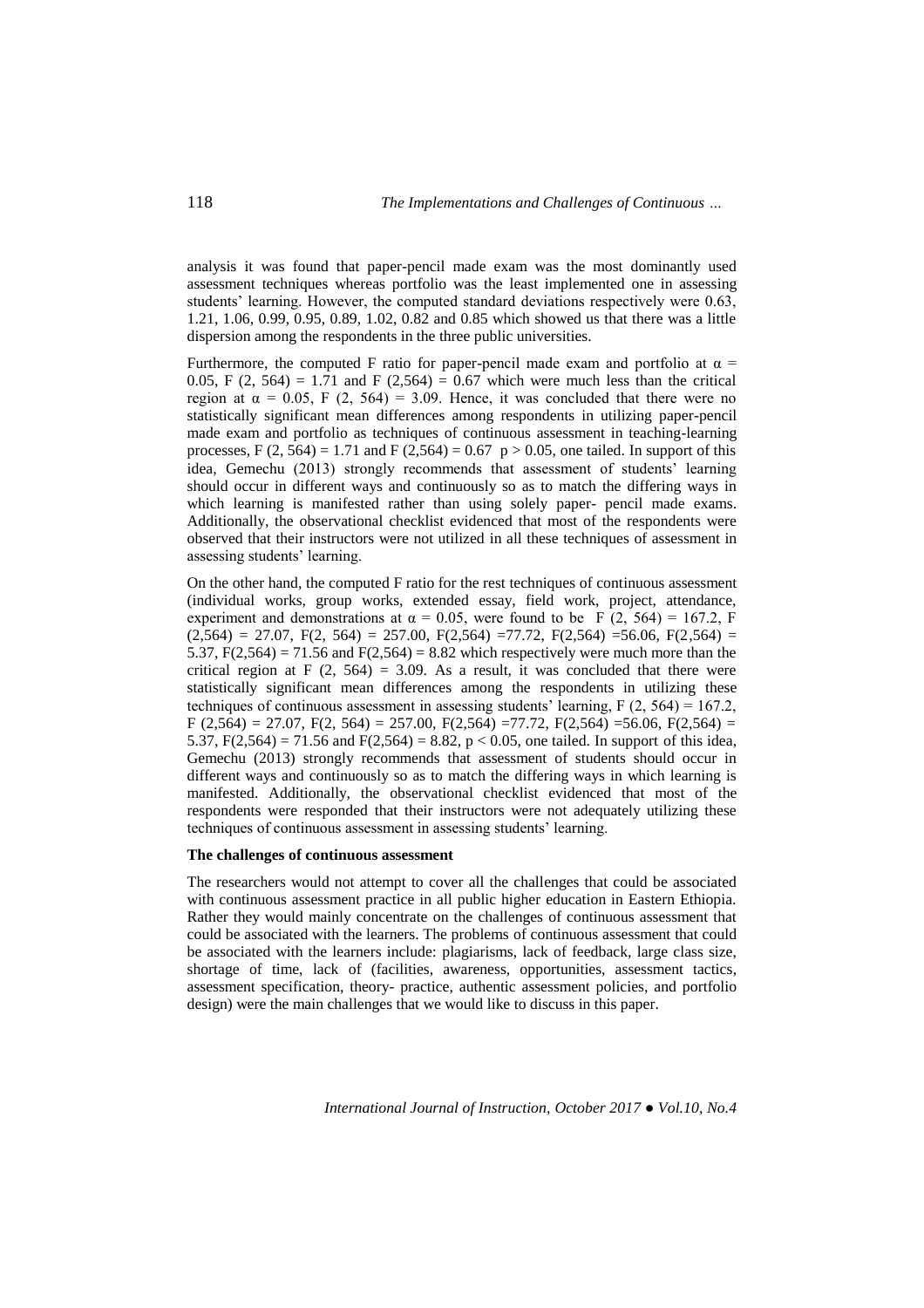analysis it was found that paper-pencil made exam was the most dominantly used assessment techniques whereas portfolio was the least implemented one in assessing students' learning. However, the computed standard deviations respectively were 0.63, 1.21, 1.06, 0.99, 0.95, 0.89, 1.02, 0.82 and 0.85 which showed us that there was a little dispersion among the respondents in the three public universities.

Furthermore, the computed F ratio for paper-pencil made exam and portfolio at $\alpha = 0.05$, $F(2, 564) = 1.71$ and $F(2,564) = 0.67$ which were much less than the critical region at $\alpha = 0.05$, $F(2, 564) = 3.09$. Hence, it was concluded that there were no statistically significant mean differences among respondents in utilizing paper-pencil made exam and portfolio as techniques of continuous assessment in teaching-learning processes, $F(2, 564) = 1.71$ and $F(2,564) = 0.67$ $p > 0.05$, one tailed. In support of this idea, Gemechu (2013) strongly recommends that assessment of students' learning should occur in different ways and continuously so as to match the differing ways in which learning is manifested rather than using solely paper- pencil made exams. Additionally, the observational checklist evidenced that most of the respondents were observed that their instructors were not utilized in all these techniques of assessment in assessing students' learning.

On the other hand, the computed F ratio for the rest techniques of continuous assessment (individual works, group works, extended essay, field work, project, attendance, experiment and demonstrations at $\alpha = 0.05$, were found to be $F(2, 564) = 167.2$, $F(2,564) = 27.07$, $F(2, 564) = 257.00$, $F(2,564) = 77.72$, $F(2,564) = 56.06$, $F(2,564) = 5.37$, $F(2,564) = 71.56$ and $F(2,564) = 8.82$ which respectively were much more than the critical region at $F(2, 564) = 3.09$. As a result, it was concluded that there were statistically significant mean differences among the respondents in utilizing these techniques of continuous assessment in assessing students' learning, $F(2, 564) = 167.2$, $F(2,564) = 27.07$, $F(2, 564) = 257.00$, $F(2,564) = 77.72$, $F(2,564) = 56.06$, $F(2,564) = 5.37$, $F(2,564) = 71.56$ and $F(2,564) = 8.82$, $p < 0.05$, one tailed. In support of this idea, Gemechu (2013) strongly recommends that assessment of students should occur in different ways and continuously so as to match the differing ways in which learning is manifested. Additionally, the observational checklist evidenced that most of the respondents were responded that their instructors were not adequately utilizing these techniques of continuous assessment in assessing students' learning.

**The challenges of continuous assessment**

The researchers would not attempt to cover all the challenges that could be associated with continuous assessment practice in all public higher education in Eastern Ethiopia. Rather they would mainly concentrate on the challenges of continuous assessment that could be associated with the learners. The problems of continuous assessment that could be associated with the learners include: plagiarisms, lack of feedback, large class size, shortage of time, lack of (facilities, awareness, opportunities, assessment tactics, assessment specification, theory- practice, authentic assessment policies, and portfolio design) were the main challenges that we would like to discuss in this paper.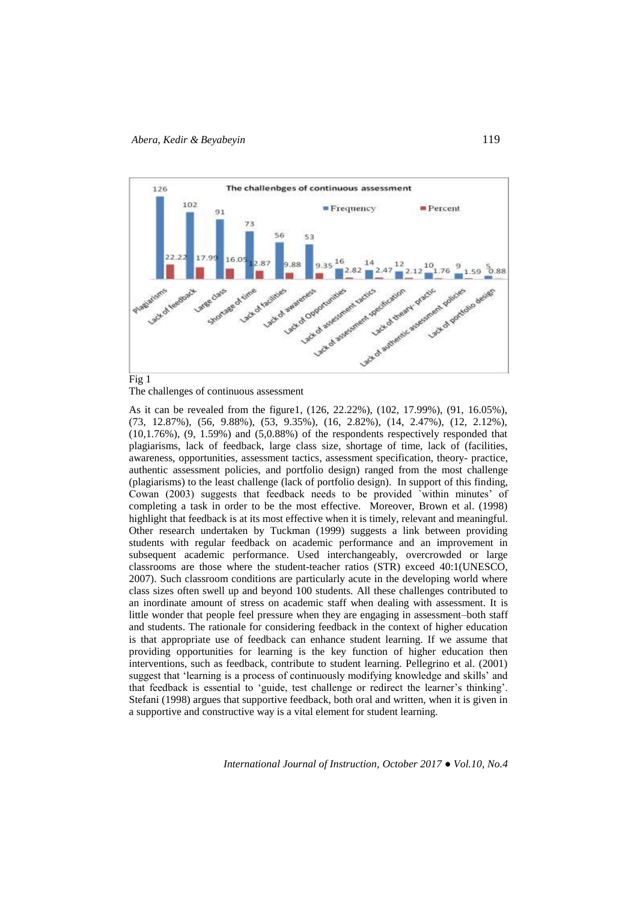Fig 1

The challenges of continuous assessment

As it can be revealed from the figure1, (126, 22.22%), (102, 17.99%), (91, 16.05%), (73, 12.87%), (56, 9.88%), (53, 9.35%), (16, 2.82%), (14, 2.47%), (12, 2.12%), (10,1.76%), (9, 1.59%) and (5,0.88%) of the respondents respectively responded that plagiarisms, lack of feedback, large class size, shortage of time, lack of (facilities, awareness, opportunities, assessment tactics, assessment specification, theory- practice, authentic assessment policies, and portfolio design) ranged from the most challenge (plagiarisms) to the least challenge (lack of portfolio design). In support of this finding, Cowan (2003) suggests that feedback needs to be provided `within minutes' of completing a task in order to be the most effective. Moreover, Brown et al. (1998) highlight that feedback is at its most effective when it is timely, relevant and meaningful. Other research undertaken by Tuckman (1999) suggests a link between providing students with regular feedback on academic performance and an improvement in subsequent academic performance. Used interchangeably, overcrowded or large classrooms are those where the student-teacher ratios (STR) exceed 40:1(UNESCO, 2007). Such classroom conditions are particularly acute in the developing world where class sizes often swell up and beyond 100 students. All these challenges contributed to an inordinate amount of stress on academic staff when dealing with assessment. It is little wonder that people feel pressure when they are engaging in assessment–both staff and students. The rationale for considering feedback in the context of higher education is that appropriate use of feedback can enhance student learning. If we assume that providing opportunities for learning is the key function of higher education then interventions, such as feedback, contribute to student learning. Pellegrino et al. (2001) suggest that 'learning is a process of continuously modifying knowledge and skills' and that feedback is essential to 'guide, test challenge or redirect the learner's thinking'. Stefani (1998) argues that supportive feedback, both oral and written, when it is given in a supportive and constructive way is a vital element for student learning.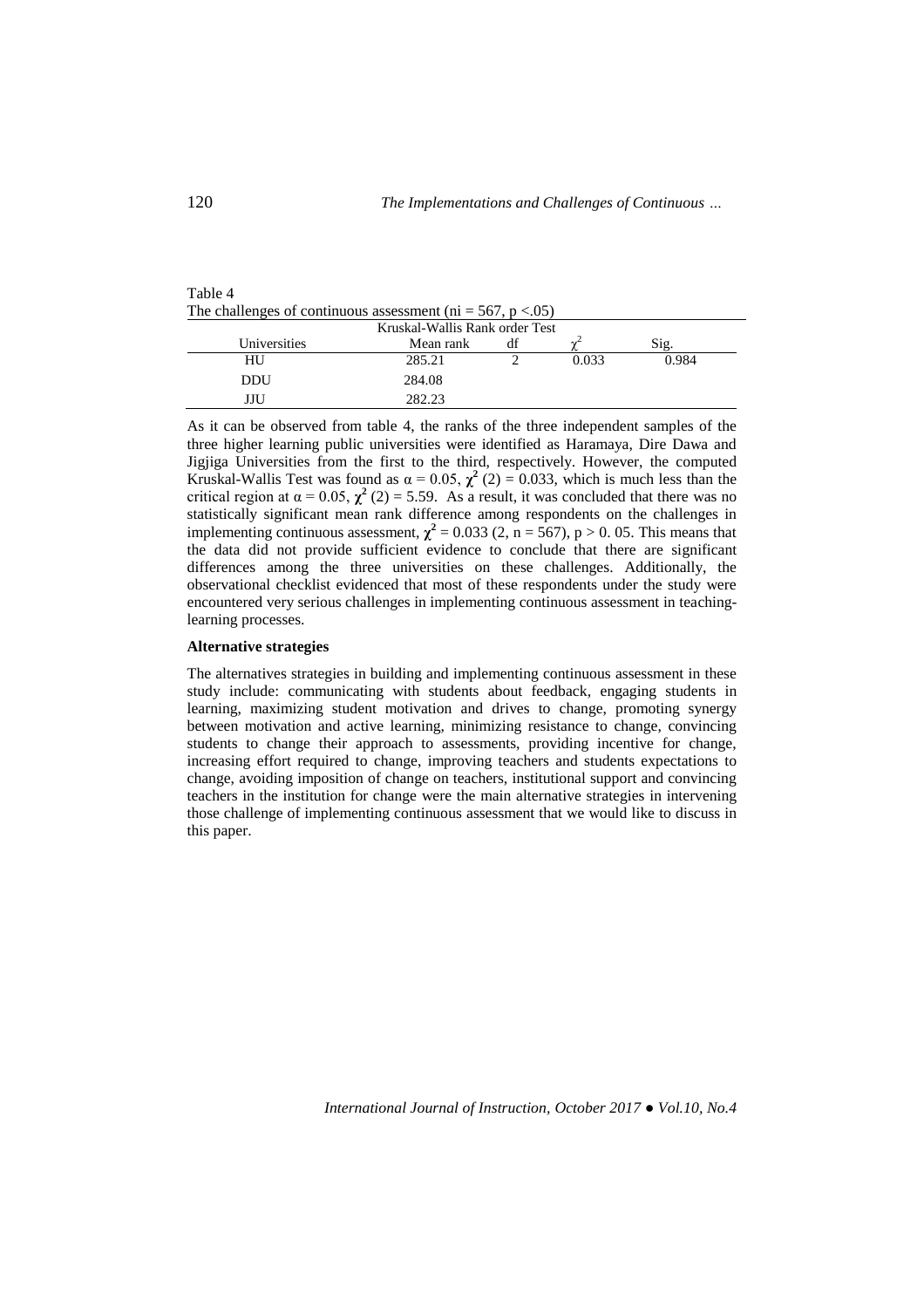Table 4
The challenges of continuous assessment ($n_i = 567$, $p < .05$)

| | Kruskal-Wallis Rank order Test | | | |
|---|---|---|---|---|
| Universities | Mean rank | df | $\chi^2$ | Sig. |
| HU | 285.21 | 2 | 0.033 | 0.984 |
| DDU | 284.08 | | | |
| JJU | 282.23 | | | |

As it can be observed from table 4, the ranks of the three independent samples of the three higher learning public universities were identified as Haramaya, Dire Dawa and Jigjiga Universities from the first to the third, respectively. However, the computed Kruskal-Wallis Test was found as $\alpha = 0.05$, $\chi^2$ (2) = 0.033, which is much less than the critical region at $\alpha = 0.05$, $\chi^2$ (2) = 5.59. As a result, it was concluded that there was no statistically significant mean rank difference among respondents on the challenges in implementing continuous assessment, $\chi^2 = 0.033$ (2, n = 567), $p > 0.05$. This means that the data did not provide sufficient evidence to conclude that there are significant differences among the three universities on these challenges. Additionally, the observational checklist evidenced that most of these respondents under the study were encountered very serious challenges in implementing continuous assessment in teaching-learning processes.

**Alternative strategies**

The alternatives strategies in building and implementing continuous assessment in these study include: communicating with students about feedback, engaging students in learning, maximizing student motivation and drives to change, promoting synergy between motivation and active learning, minimizing resistance to change, convincing students to change their approach to assessments, providing incentive for change, increasing effort required to change, improving teachers and students expectations to change, avoiding imposition of change on teachers, institutional support and convincing teachers in the institution for change were the main alternative strategies in intervening those challenge of implementing continuous assessment that we would like to discuss in this paper.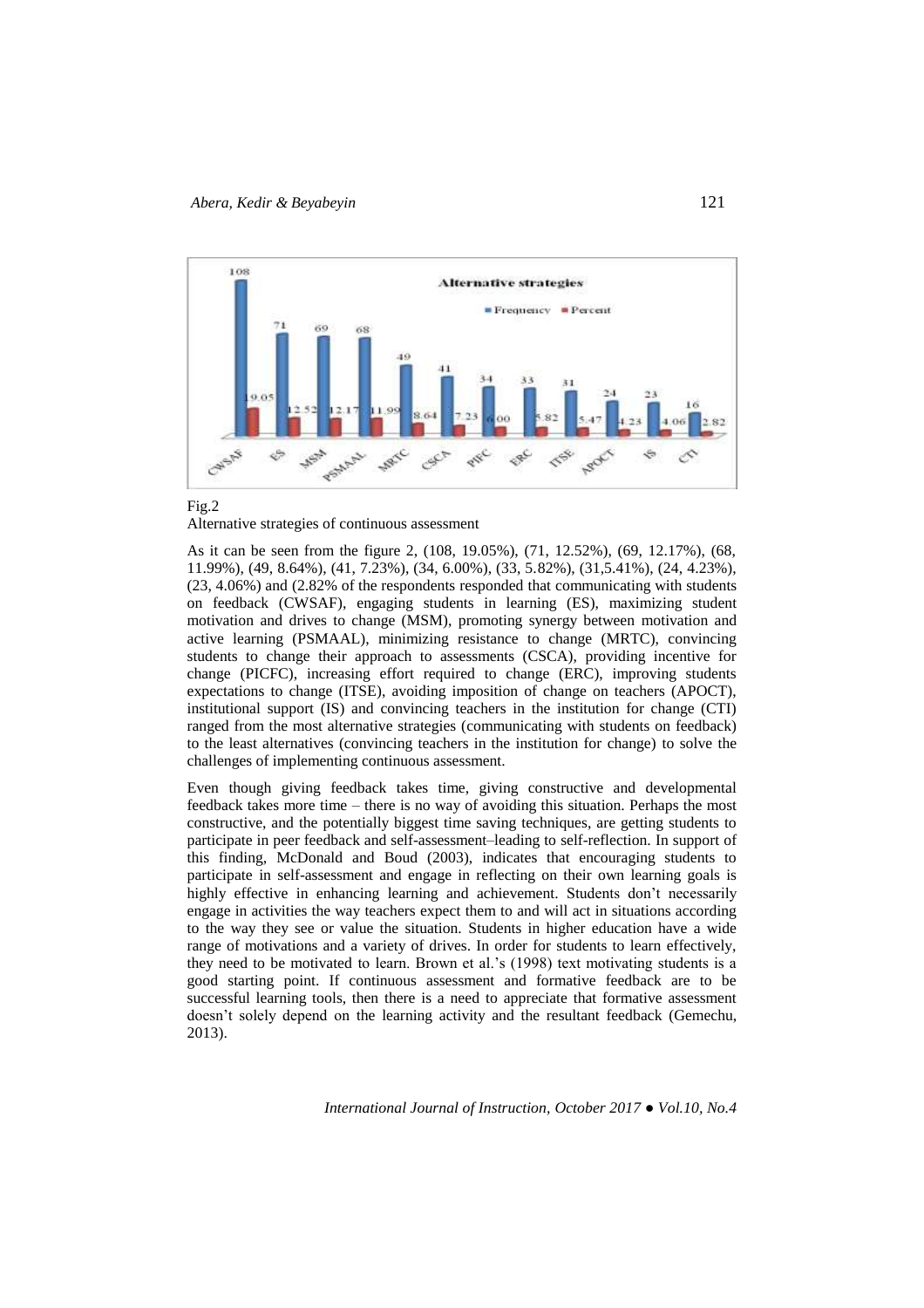Alternative strategies

Frequency Percent

108 19.05
71 12.52
69 12.17
68 11.99
49 8.64
41 7.23
34 6.00
33 5.82
31 5.47
24 4.23
23 4.06
16 2.82

CWSAF ES MSM PSMAAL MRTC CSCA PIFC ERC ITSE APOCT IS CTI

Fig.2
Alternative strategies of continuous assessment

As it can be seen from the figure 2, (108, 19.05%), (71, 12.52%), (69, 12.17%), (68, 11.99%), (49, 8.64%), (41, 7.23%), (34, 6.00%), (33, 5.82%), (31,5.41%), (24, 4.23%), (23, 4.06%) and (2.82% of the respondents responded that communicating with students on feedback (CWSAF), engaging students in learning (ES), maximizing student motivation and drives to change (MSM), promoting synergy between motivation and active learning (PSMAAL), minimizing resistance to change (MRTC), convincing students to change their approach to assessments (CSCA), providing incentive for change (PICFC), increasing effort required to change (ERC), improving students expectations to change (ITSE), avoiding imposition of change on teachers (APOCT), institutional support (IS) and convincing teachers in the institution for change (CTI) ranged from the most alternative strategies (communicating with students on feedback) to the least alternatives (convincing teachers in the institution for change) to solve the challenges of implementing continuous assessment.

Even though giving feedback takes time, giving constructive and developmental feedback takes more time – there is no way of avoiding this situation. Perhaps the most constructive, and the potentially biggest time saving techniques, are getting students to participate in peer feedback and self-assessment–leading to self-reflection. In support of this finding, McDonald and Boud (2003), indicates that encouraging students to participate in self-assessment and engage in reflecting on their own learning goals is highly effective in enhancing learning and achievement. Students don't necessarily engage in activities the way teachers expect them to and will act in situations according to the way they see or value the situation. Students in higher education have a wide range of motivations and a variety of drives. In order for students to learn effectively, they need to be motivated to learn. Brown et al.'s (1998) text motivating students is a good starting point. If continuous assessment and formative feedback are to be successful learning tools, then there is a need to appreciate that formative assessment doesn't solely depend on the learning activity and the resultant feedback (Gemechu, 2013).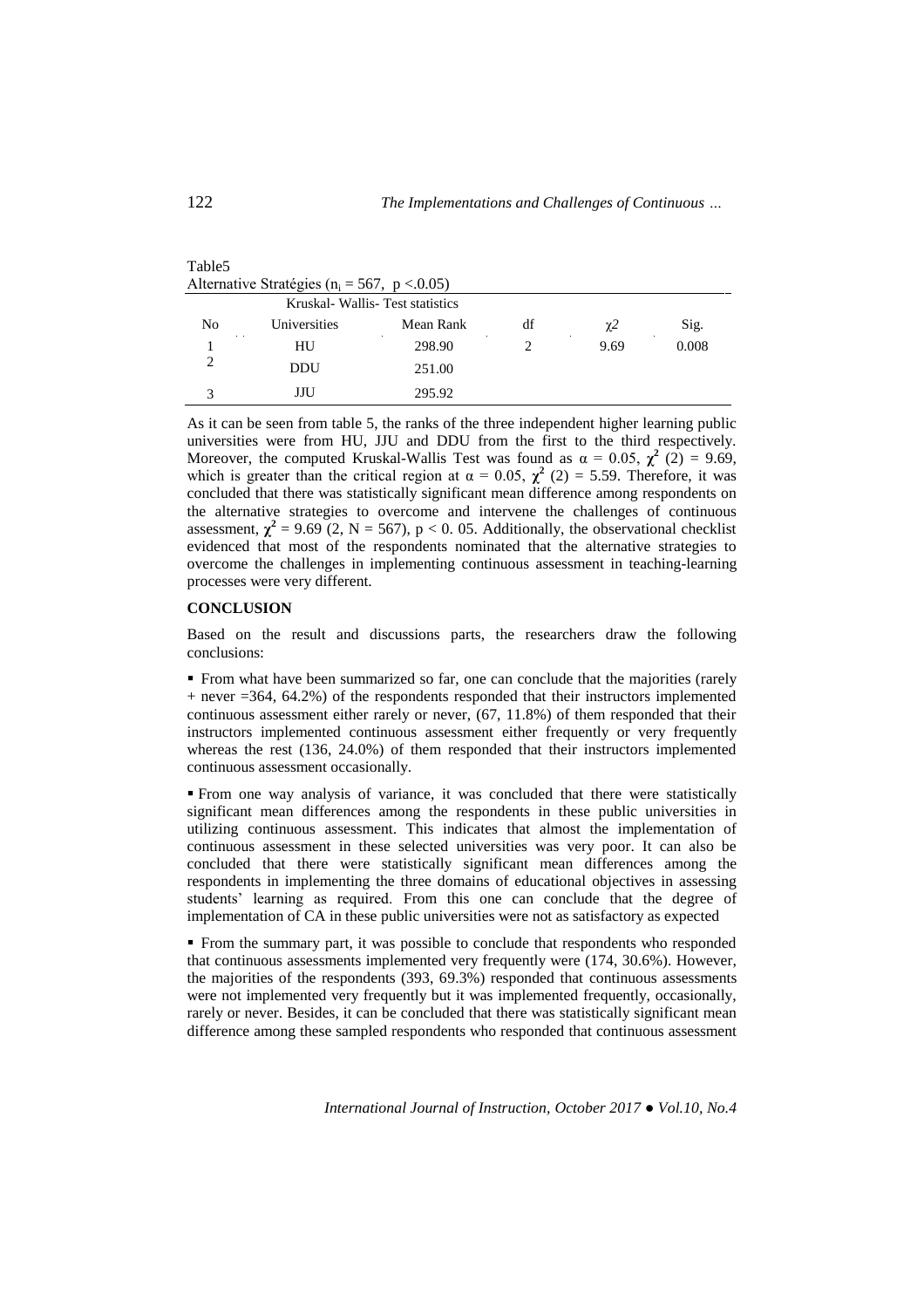Table5

Alternative Stratégies ($n_i$ = 567, $p <.0.05$)

| Kruskal- Wallis- Test statistics | | | | | |
|---|---|---|---|---|---|
| No | Universities | Mean Rank | df | $\chi 2$ | Sig. |
| 1 | HU | 298.90 | 2 | 9.69 | 0.008 |
| 2 | DDU | 251.00 | | | |
| 3 | JJU | 295.92 | | | |

As it can be seen from table 5, the ranks of the three independent higher learning public universities were from HU, JJU and DDU from the first to the third respectively. Moreover, the computed Kruskal-Wallis Test was found as $\alpha = 0.05$, $\chi^2$ (2) = 9.69, which is greater than the critical region at $\alpha = 0.05$, $\chi^2$ (2) = 5.59. Therefore, it was concluded that there was statistically significant mean difference among respondents on the alternative strategies to overcome and intervene the challenges of continuous assessment, $\chi^2 = 9.69$ (2, N = 567), $p < 0.05$. Additionally, the observational checklist evidenced that most of the respondents nominated that the alternative strategies to overcome the challenges in implementing continuous assessment in teaching-learning processes were very different.

**CONCLUSION**

Based on the result and discussions parts, the researchers draw the following conclusions:

- From what have been summarized so far, one can conclude that the majorities (rarely + never =364, 64.2%) of the respondents responded that their instructors implemented continuous assessment either rarely or never, (67, 11.8%) of them responded that their instructors implemented continuous assessment either frequently or very frequently whereas the rest (136, 24.0%) of them responded that their instructors implemented continuous assessment occasionally.

- From one way analysis of variance, it was concluded that there were statistically significant mean differences among the respondents in these public universities in utilizing continuous assessment. This indicates that almost the implementation of continuous assessment in these selected universities was very poor. It can also be concluded that there were statistically significant mean differences among the respondents in implementing the three domains of educational objectives in assessing students' learning as required. From this one can conclude that the degree of implementation of CA in these public universities were not as satisfactory as expected

- From the summary part, it was possible to conclude that respondents who responded that continuous assessments implemented very frequently were (174, 30.6%). However, the majorities of the respondents (393, 69.3%) responded that continuous assessments were not implemented very frequently but it was implemented frequently, occasionally, rarely or never. Besides, it can be concluded that there was statistically significant mean difference among these sampled respondents who responded that continuous assessment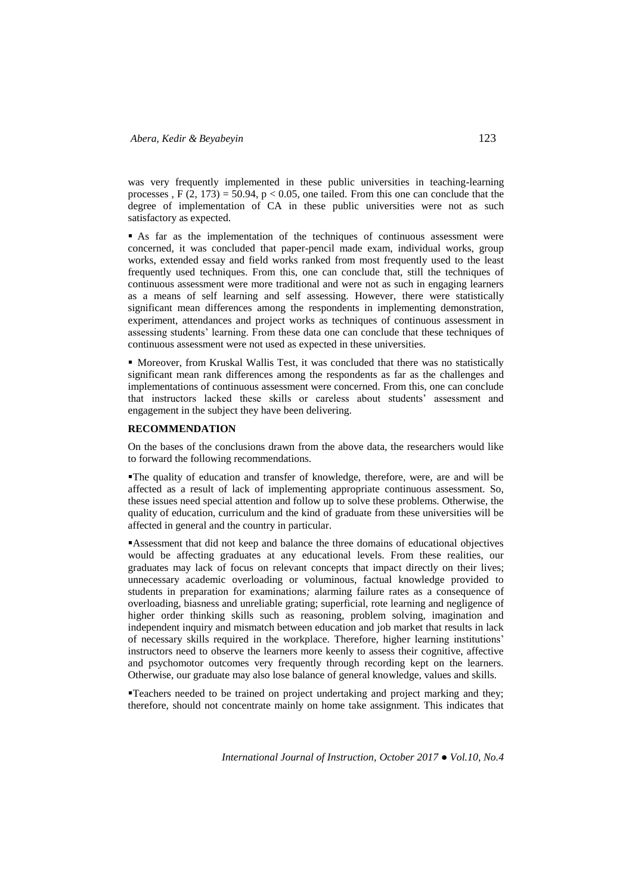was very frequently implemented in these public universities in teaching-learning processes , $F(2, 173) = 50.94$, $p < 0.05$, one tailed. From this one can conclude that the degree of implementation of CA in these public universities were not as such satisfactory as expected.

- As far as the implementation of the techniques of continuous assessment were concerned, it was concluded that paper-pencil made exam, individual works, group works, extended essay and field works ranked from most frequently used to the least frequently used techniques. From this, one can conclude that, still the techniques of continuous assessment were more traditional and were not as such in engaging learners as a means of self learning and self assessing. However, there were statistically significant mean differences among the respondents in implementing demonstration, experiment, attendances and project works as techniques of continuous assessment in assessing students' learning. From these data one can conclude that these techniques of continuous assessment were not used as expected in these universities.

- Moreover, from Kruskal Wallis Test, it was concluded that there was no statistically significant mean rank differences among the respondents as far as the challenges and implementations of continuous assessment were concerned. From this, one can conclude that instructors lacked these skills or careless about students' assessment and engagement in the subject they have been delivering.

## RECOMMENDATION

On the bases of the conclusions drawn from the above data, the researchers would like to forward the following recommendations.

- The quality of education and transfer of knowledge, therefore, were, are and will be affected as a result of lack of implementing appropriate continuous assessment. So, these issues need special attention and follow up to solve these problems. Otherwise, the quality of education, curriculum and the kind of graduate from these universities will be affected in general and the country in particular.

- Assessment that did not keep and balance the three domains of educational objectives would be affecting graduates at any educational levels. From these realities, our graduates may lack of focus on relevant concepts that impact directly on their lives; unnecessary academic overloading or voluminous, factual knowledge provided to students in preparation for examinations; alarming failure rates as a consequence of overloading, biasness and unreliable grating; superficial, rote learning and negligence of higher order thinking skills such as reasoning, problem solving, imagination and independent inquiry and mismatch between education and job market that results in lack of necessary skills required in the workplace. Therefore, higher learning institutions' instructors need to observe the learners more keenly to assess their cognitive, affective and psychomotor outcomes very frequently through recording kept on the learners. Otherwise, our graduate may also lose balance of general knowledge, values and skills.

- Teachers needed to be trained on project undertaking and project marking and they; therefore, should not concentrate mainly on home take assignment. This indicates that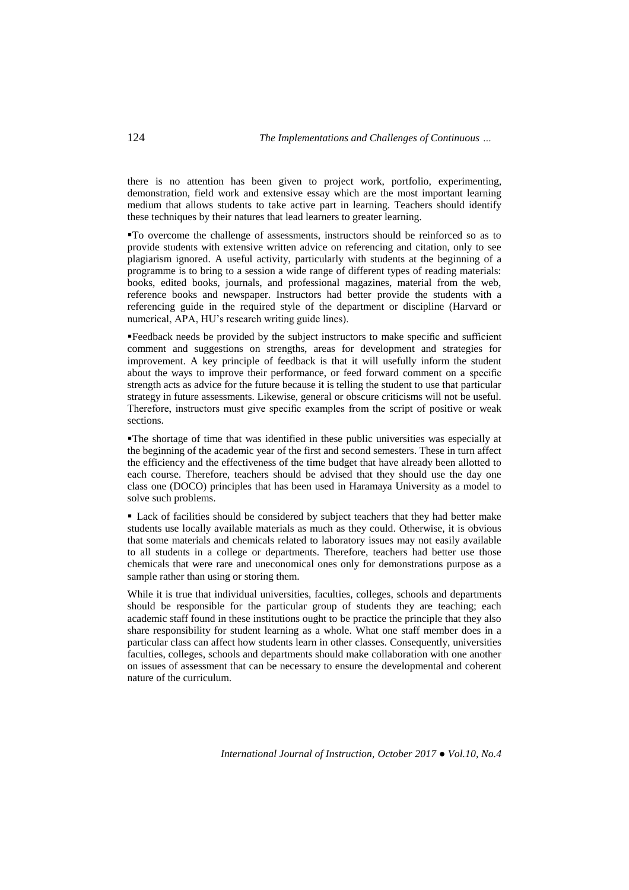there is no attention has been given to project work, portfolio, experimenting, demonstration, field work and extensive essay which are the most important learning medium that allows students to take active part in learning. Teachers should identify these techniques by their natures that lead learners to greater learning.

- To overcome the challenge of assessments, instructors should be reinforced so as to provide students with extensive written advice on referencing and citation, only to see plagiarism ignored. A useful activity, particularly with students at the beginning of a programme is to bring to a session a wide range of different types of reading materials: books, edited books, journals, and professional magazines, material from the web, reference books and newspaper. Instructors had better provide the students with a referencing guide in the required style of the department or discipline (Harvard or numerical, APA, HU's research writing guide lines).

- Feedback needs be provided by the subject instructors to make specific and sufficient comment and suggestions on strengths, areas for development and strategies for improvement. A key principle of feedback is that it will usefully inform the student about the ways to improve their performance, or feed forward comment on a specific strength acts as advice for the future because it is telling the student to use that particular strategy in future assessments. Likewise, general or obscure criticisms will not be useful. Therefore, instructors must give specific examples from the script of positive or weak sections.

- The shortage of time that was identified in these public universities was especially at the beginning of the academic year of the first and second semesters. These in turn affect the efficiency and the effectiveness of the time budget that have already been allotted to each course. Therefore, teachers should be advised that they should use the day one class one (DOCO) principles that has been used in Haramaya University as a model to solve such problems.

- Lack of facilities should be considered by subject teachers that they had better make students use locally available materials as much as they could. Otherwise, it is obvious that some materials and chemicals related to laboratory issues may not easily available to all students in a college or departments. Therefore, teachers had better use those chemicals that were rare and uneconomical ones only for demonstrations purpose as a sample rather than using or storing them.

While it is true that individual universities, faculties, colleges, schools and departments should be responsible for the particular group of students they are teaching; each academic staff found in these institutions ought to be practice the principle that they also share responsibility for student learning as a whole. What one staff member does in a particular class can affect how students learn in other classes. Consequently, universities faculties, colleges, schools and departments should make collaboration with one another on issues of assessment that can be necessary to ensure the developmental and coherent nature of the curriculum.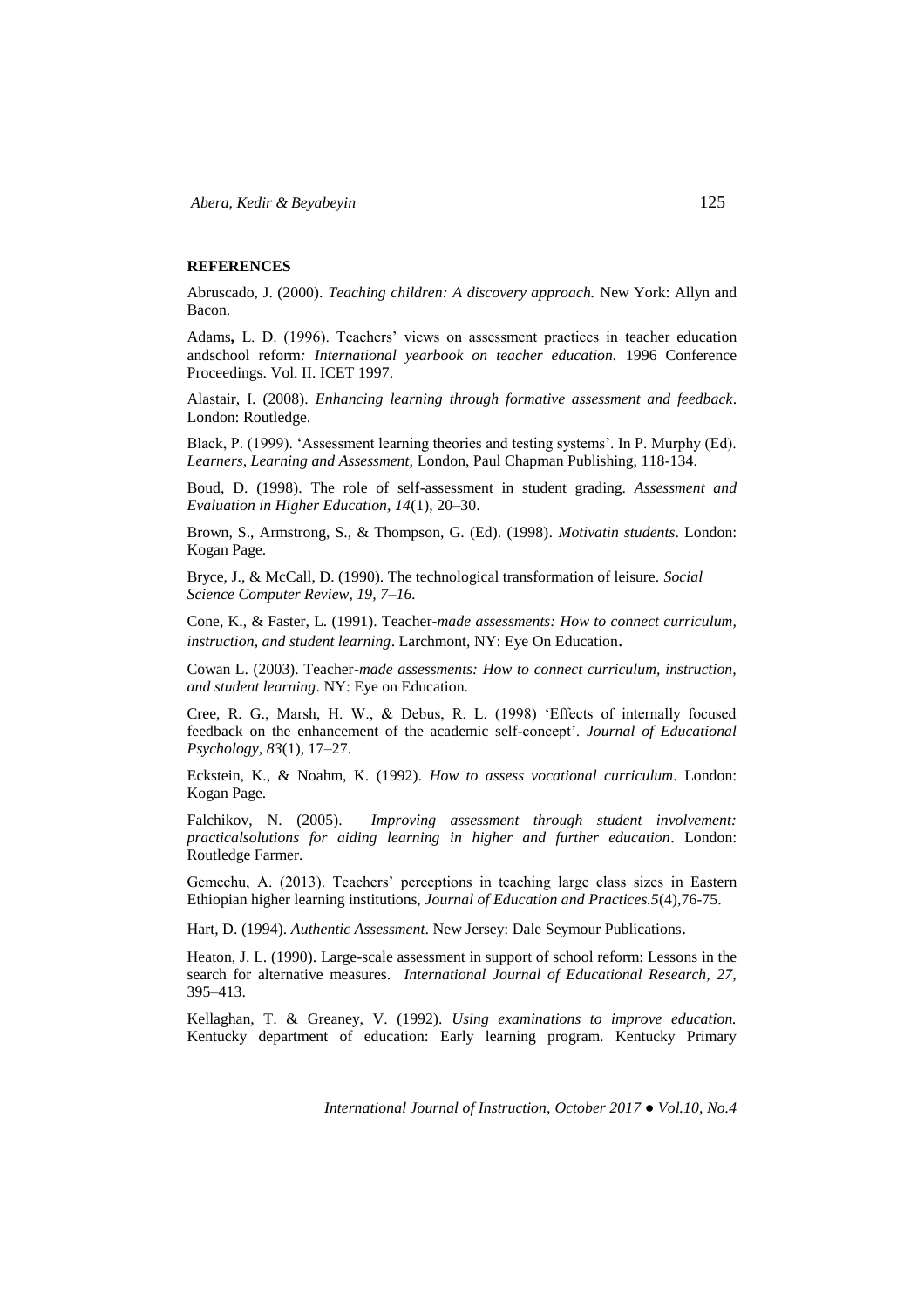**REFERENCES**

Abruscado, J. (2000). *Teaching children: A discovery approach.* New York: Allyn and Bacon.

Adams**,** L. D. (1996). Teachers' views on assessment practices in teacher education andschool reform*: International yearbook on teacher education.* 1996 Conference Proceedings. Vol. II. ICET 1997.

Alastair, I. (2008). *Enhancing learning through formative assessment and feedback*. London: Routledge.

Black, P. (1999). 'Assessment learning theories and testing systems'. In P. Murphy (Ed). *Learners, Learning and Assessment,* London, Paul Chapman Publishing, 118-134.

Boud, D. (1998). The role of self-assessment in student grading. *Assessment and Evaluation in Higher Education, 14*(1), 20–30.

Brown, S., Armstrong, S., & Thompson, G. (Ed). (1998). *Motivatin students*. London: Kogan Page.

Bryce, J., & McCall, D. (1990). The technological transformation of leisure. *Social Science Computer Review, 19, 7–16.*

Cone, K., & Faster, L. (1991). Teacher*-made assessments: How to connect curriculum, instruction, and student learning*. Larchmont, NY: Eye On Education.

Cowan L. (2003). Teacher*-made assessments: How to connect curriculum, instruction, and student learning*. NY: Eye on Education.

Cree, R. G., Marsh, H. W., & Debus, R. L. (1998) 'Effects of internally focused feedback on the enhancement of the academic self-concept'. *Journal of Educational Psychology, 83*(1), 17–27.

Eckstein, K., & Noahm, K. (1992). *How to assess vocational curriculum*. London: Kogan Page.

Falchikov, N. (2005). *Improving assessment through student involvement: practicalsolutions for aiding learning in higher and further education*. London: Routledge Farmer.

Gemechu, A. (2013). Teachers' perceptions in teaching large class sizes in Eastern Ethiopian higher learning institutions, *Journal of Education and Practices.5*(4),76-75.

Hart, D. (1994). *Authentic Assessment*. New Jersey: Dale Seymour Publications.

Heaton, J. L. (1990). Large-scale assessment in support of school reform: Lessons in the search for alternative measures. *International Journal of Educational Research, 27,* 395–413.

Kellaghan, T. & Greaney, V. (1992). *Using examinations to improve education.* Kentucky department of education: Early learning program. Kentucky Primary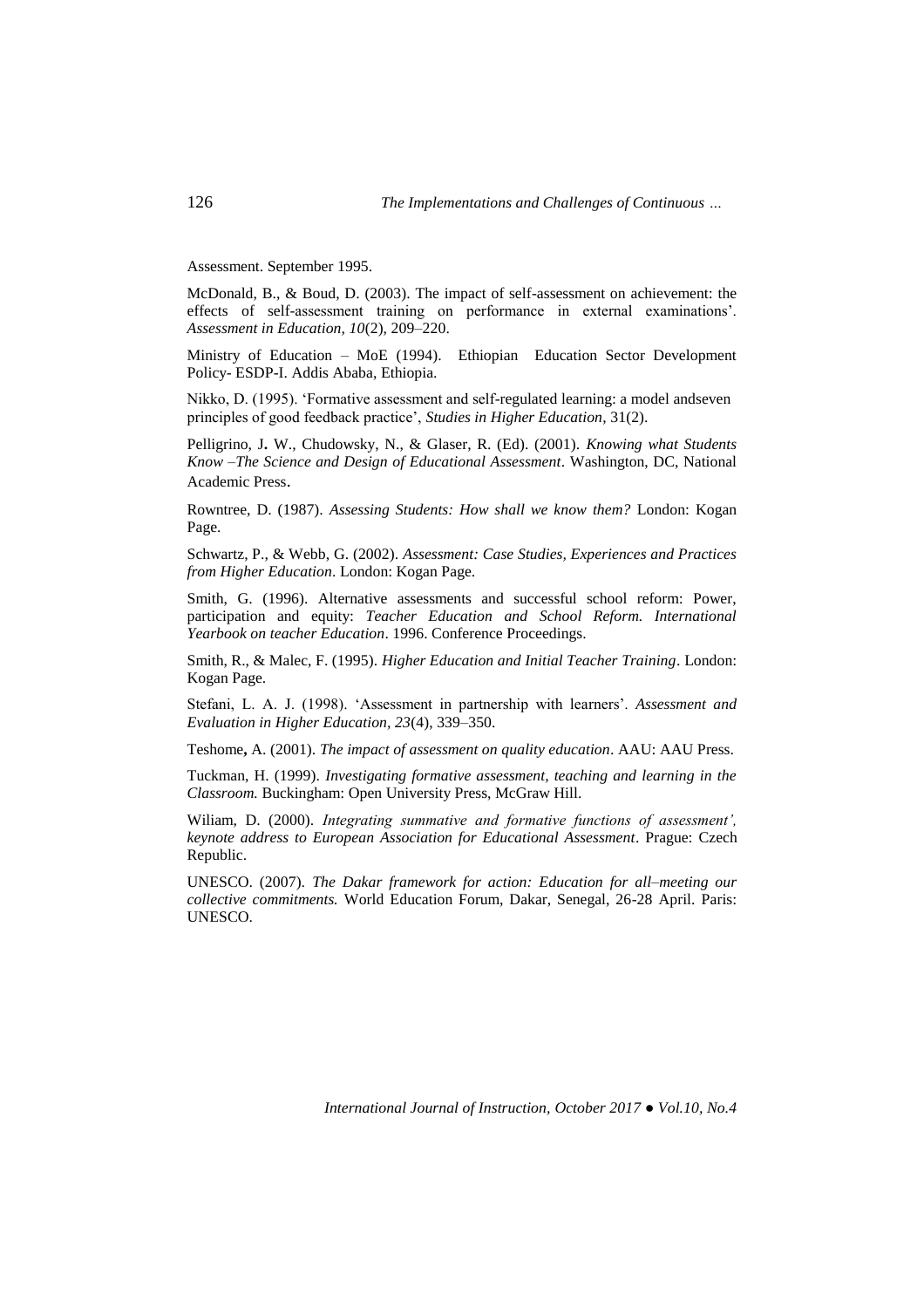Assessment. September 1995.

McDonald, B., & Boud, D. (2003). The impact of self-assessment on achievement: the effects of self-assessment training on performance in external examinations'. *Assessment in Education, 10*(2), 209–220.

Ministry of Education – MoE (1994). Ethiopian Education Sector Development Policy- ESDP-I. Addis Ababa, Ethiopia.

Nikko, D. (1995). 'Formative assessment and self-regulated learning: a model andseven principles of good feedback practice', *Studies in Higher Education*, 31(2).

Pelligrino, J**.** W., Chudowsky, N., & Glaser, R. (Ed). (2001). *Knowing what Students Know –The Science and Design of Educational Assessment*. Washington, DC, National Academic Press**.**

Rowntree, D. (1987). *Assessing Students: How shall we know them?* London: Kogan Page.

Schwartz, P., & Webb, G. (2002). *Assessment: Case Studies, Experiences and Practices from Higher Education*. London: Kogan Page.

Smith, G. (1996). Alternative assessments and successful school reform: Power, participation and equity: *Teacher Education and School Reform. International Yearbook on teacher Education*. 1996. Conference Proceedings.

Smith, R., & Malec, F. (1995). *Higher Education and Initial Teacher Training*. London: Kogan Page.

Stefani, L. A. J. (1998). 'Assessment in partnership with learners'. *Assessment and Evaluation in Higher Education, 23*(4), 339–350.

Teshome**,** A. (2001). *The impact of assessment on quality education*. AAU: AAU Press.

Tuckman, H. (1999). *Investigating formative assessment, teaching and learning in the Classroom.* Buckingham: Open University Press, McGraw Hill.

Wiliam, D. (2000). *Integrating summative and formative functions of assessment', keynote address to European Association for Educational Assessment*. Prague: Czech Republic.

UNESCO. (2007). *The Dakar framework for action: Education for all–meeting our collective commitments.* World Education Forum, Dakar, Senegal, 26-28 April. Paris: UNESCO.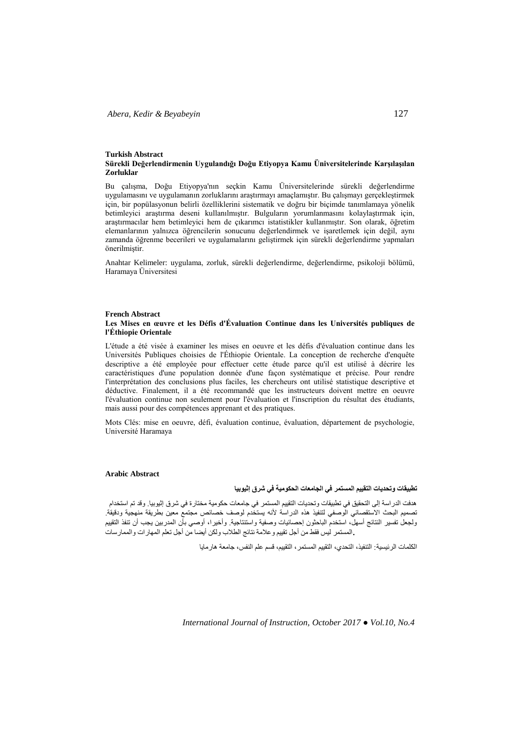**Turkish Abstract**

**Sürekli Değerlendirmenin Uygulandığı Doğu Etiyopya Kamu Üniversitelerinde Karşılaşılan Zorluklar**

Bu çalışma, Doğu Etiyopya'nın seçkin Kamu Üniversitelerinde sürekli değerlendirme uygulamasını ve uygulamanın zorluklarını araştırmayı amaçlamıştır. Bu çalışmayı gerçekleştirmek için, bir popülasyonun belirli özelliklerini sistematik ve doğru bir biçimde tanımlamaya yönelik betimleyici araştırma deseni kullanılmıştır. Bulguların yorumlanmasını kolaylaştırmak için, araştırmacılar hem betimleyici hem de çıkarımcı istatistikler kullanmıştır. Son olarak, öğretim elemanlarının yalnızca öğrencilerin sonucunu değerlendirmek ve işaretlemek için değil, aynı zamanda öğrenme becerileri ve uygulamalarını geliştirmek için sürekli değerlendirme yapmaları önerilmiştir.

Anahtar Kelimeler: uygulama, zorluk, sürekli değerlendirme, değerlendirme, psikoloji bölümü, Haramaya Üniversitesi

**French Abstract**

**Les Mises en œuvre et les Défis d'Évaluation Continue dans les Universités publiques de l'Éthiopie Orientale**

L'étude a été visée à examiner les mises en oeuvre et les défis d'évaluation continue dans les Universités Publiques choisies de l'Éthiopie Orientale. La conception de recherche d'enquête descriptive a été employée pour effectuer cette étude parce qu'il est utilisé à décrire les caractéristiques d'une population donnée d'une façon systématique et précise. Pour rendre l'interprétation des conclusions plus faciles, les chercheurs ont utilisé statistique descriptive et déductive. Finalement, il a été recommandé que les instructeurs doivent mettre en oeuvre l'évaluation continue non seulement pour l'évaluation et l'inscription du résultat des étudiants, mais aussi pour des compétences apprenant et des pratiques.

Mots Clés: mise en oeuvre, défi, évaluation continue, évaluation, département de psychologie, Université Haramaya

**Arabic Abstract**

**تطبيقات وتحديات التقييم المستمر في الجامعات الحكومية في شرق إثيوبيا**

هدفت الدراسة إلى التحقيق في تطبيقات وتحديات التقييم المستمر في جامعات حكومية مختارة في شرق إثيوبيا. وقد تم استخدام تصميم البحث الاستقصائي الوصفي لتنفيذ هذه الدراسة لأنه يستخدم لوصف خصائص مجتمع معين بطريقة منهجية ودقيقة. ولجعل تفسير النتائج أسهل، استخدم الباحثون إحصائيات وصفية واستنتاجية. وأخيرا، أوصي بأن المدربين يجب أن تنفذ التقييم المستمر ليس فقط من أجل تقييم وعلامة نتائج الطلاب ولكن أيضا من أجل تعلم المهارات والممارسات.

الكلمات الرئيسية: التنفيذ، التحدي، التقييم المستمر، التقييم، قسم علم النفس، جامعة هارمايا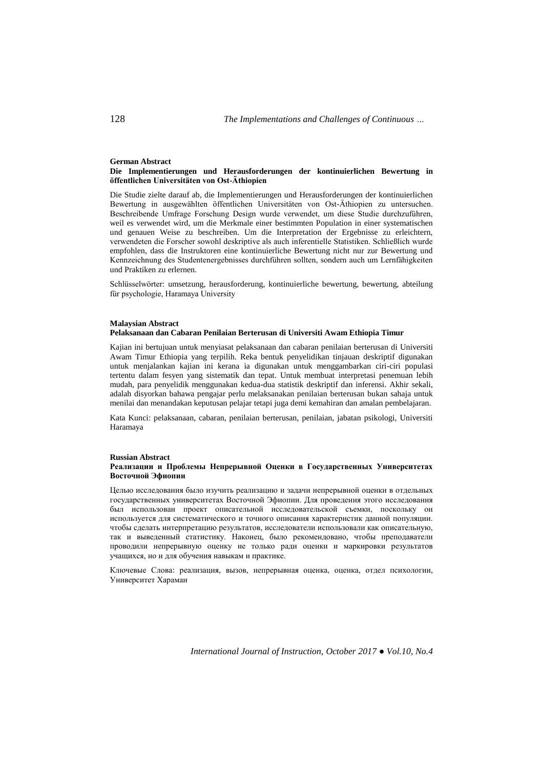**German Abstract**

**Die Implementierungen und Herausforderungen der kontinuierlichen Bewertung in öffentlichen Universitäten von Ost-Äthiopien**

Die Studie zielte darauf ab, die Implementierungen und Herausforderungen der kontinuierlichen Bewertung in ausgewählten öffentlichen Universitäten von Ost-Äthiopien zu untersuchen. Beschreibende Umfrage Forschung Design wurde verwendet, um diese Studie durchzuführen, weil es verwendet wird, um die Merkmale einer bestimmten Population in einer systematischen und genauen Weise zu beschreiben. Um die Interpretation der Ergebnisse zu erleichtern, verwendeten die Forscher sowohl deskriptive als auch inferentielle Statistiken. Schließlich wurde empfohlen, dass die Instruktoren eine kontinuierliche Bewertung nicht nur zur Bewertung und Kennzeichnung des Studentenergebnisses durchführen sollten, sondern auch um Lernfähigkeiten und Praktiken zu erlernen.

Schlüsselwörter: umsetzung, herausforderung, kontinuierliche bewertung, bewertung, abteilung für psychologie, Haramaya University

**Malaysian Abstract**

**Pelaksanaan dan Cabaran Penilaian Berterusan di Universiti Awam Ethiopia Timur**

Kajian ini bertujuan untuk menyiasat pelaksanaan dan cabaran penilaian berterusan di Universiti Awam Timur Ethiopia yang terpilih. Reka bentuk penyelidikan tinjauan deskriptif digunakan untuk menjalankan kajian ini kerana ia digunakan untuk menggambarkan ciri-ciri populasi tertentu dalam fesyen yang sistematik dan tepat. Untuk membuat interpretasi penemuan lebih mudah, para penyelidik menggunakan kedua-dua statistik deskriptif dan inferensi. Akhir sekali, adalah disyorkan bahawa pengajar perlu melaksanakan penilaian berterusan bukan sahaja untuk menilai dan menandakan keputusan pelajar tetapi juga demi kemahiran dan amalan pembelajaran.

Kata Kunci: pelaksanaan, cabaran, penilaian berterusan, penilaian, jabatan psikologi, Universiti Haramaya

**Russian Abstract**

**Реализации и Проблемы Непрерывной Оценки в Государственных Университетах Восточной Эфиопии**

Целью исследования было изучить реализацию и задачи непрерывной оценки в отдельных государственных университетах Восточной Эфиопии. Для проведения этого исследования был использован проект описательной исследовательской съемки, поскольку он используется для систематического и точного описания характеристик данной популяции. чтобы сделать интерпретацию результатов, исследователи использовали как описательную, так и выведенный статистику. Наконец, было рекомендовано, чтобы преподаватели проводили непрерывную оценку не только ради оценки и маркировки результатов учащихся, но и для обучения навыкам и практике.

Ключевые Слова: реализация, вызов, непрерывная оценка, оценка, отдел психологии, Университет Харамаи